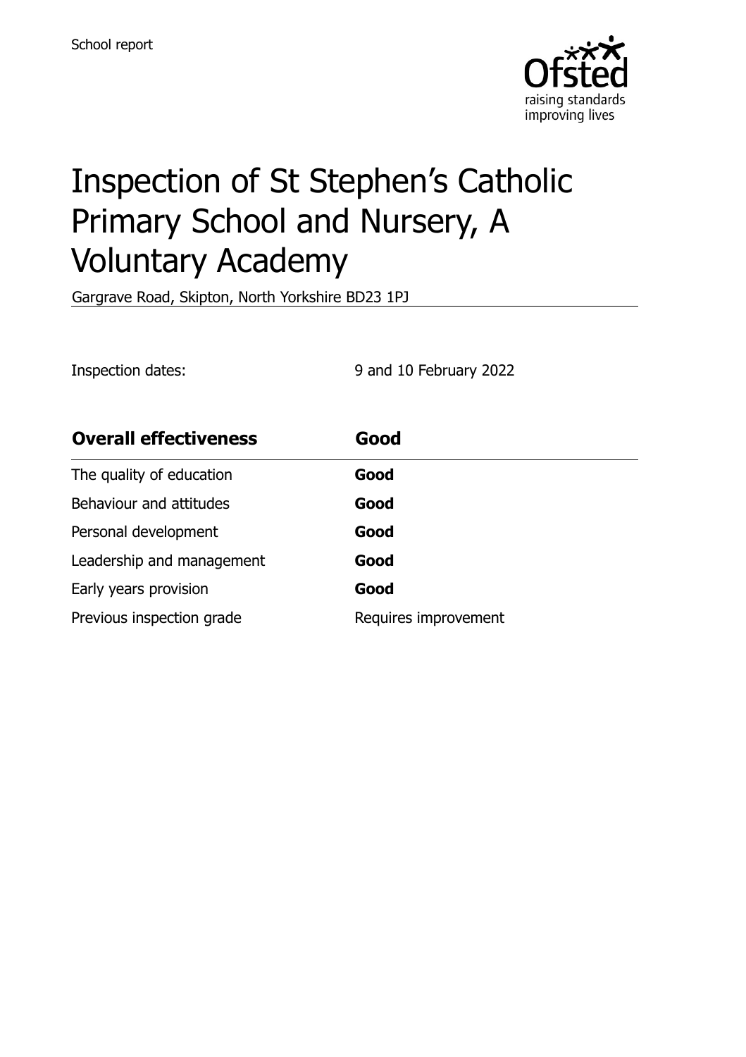School report

# Inspection of St Stephen's Catholic Primary School and Nursery, A Voluntary Academy

Gargrave Road, Skipton, North Yorkshire BD23 1PJ

Inspection dates: 9 and 10 February 2022

| **Overall effectiveness** | **Good** |
| --- | --- |
| The quality of education | **Good** |
| Behaviour and attitudes | **Good** |
| Personal development | **Good** |
| Leadership and management | **Good** |
| Early years provision | **Good** |
| Previous inspection grade | Requires improvement |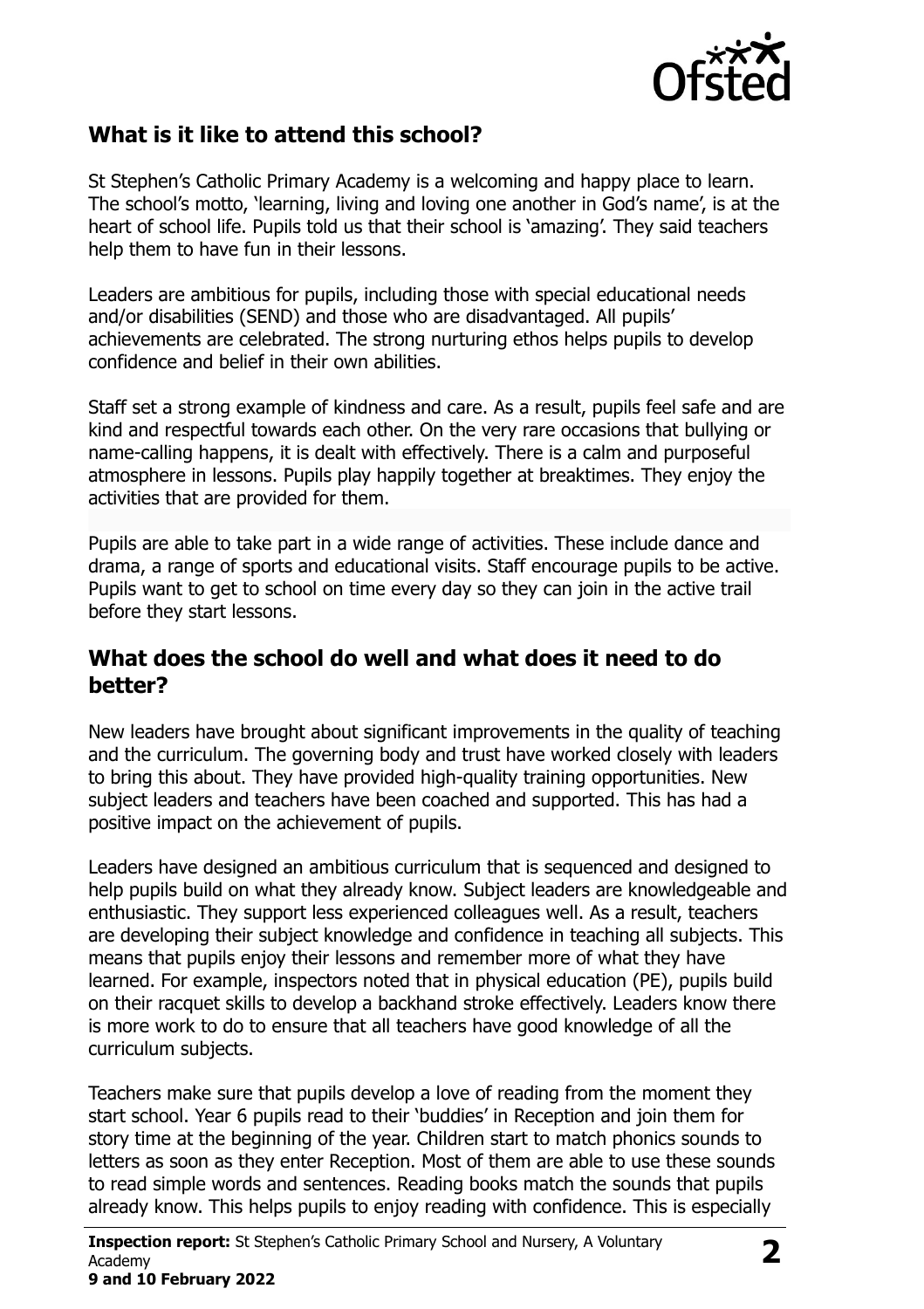## What is it like to attend this school?

St Stephen's Catholic Primary Academy is a welcoming and happy place to learn. The school's motto, 'learning, living and loving one another in God's name', is at the heart of school life. Pupils told us that their school is 'amazing'. They said teachers help them to have fun in their lessons.

Leaders are ambitious for pupils, including those with special educational needs and/or disabilities (SEND) and those who are disadvantaged. All pupils' achievements are celebrated. The strong nurturing ethos helps pupils to develop confidence and belief in their own abilities.

Staff set a strong example of kindness and care. As a result, pupils feel safe and are kind and respectful towards each other. On the very rare occasions that bullying or name-calling happens, it is dealt with effectively. There is a calm and purposeful atmosphere in lessons. Pupils play happily together at breaktimes. They enjoy the activities that are provided for them.

Pupils are able to take part in a wide range of activities. These include dance and drama, a range of sports and educational visits. Staff encourage pupils to be active. Pupils want to get to school on time every day so they can join in the active trail before they start lessons.

## What does the school do well and what does it need to do better?

New leaders have brought about significant improvements in the quality of teaching and the curriculum. The governing body and trust have worked closely with leaders to bring this about. They have provided high-quality training opportunities. New subject leaders and teachers have been coached and supported. This has had a positive impact on the achievement of pupils.

Leaders have designed an ambitious curriculum that is sequenced and designed to help pupils build on what they already know. Subject leaders are knowledgeable and enthusiastic. They support less experienced colleagues well. As a result, teachers are developing their subject knowledge and confidence in teaching all subjects. This means that pupils enjoy their lessons and remember more of what they have learned. For example, inspectors noted that in physical education (PE), pupils build on their racquet skills to develop a backhand stroke effectively. Leaders know there is more work to do to ensure that all teachers have good knowledge of all the curriculum subjects.

Teachers make sure that pupils develop a love of reading from the moment they start school. Year 6 pupils read to their 'buddies' in Reception and join them for story time at the beginning of the year. Children start to match phonics sounds to letters as soon as they enter Reception. Most of them are able to use these sounds to read simple words and sentences. Reading books match the sounds that pupils already know. This helps pupils to enjoy reading with confidence. This is especially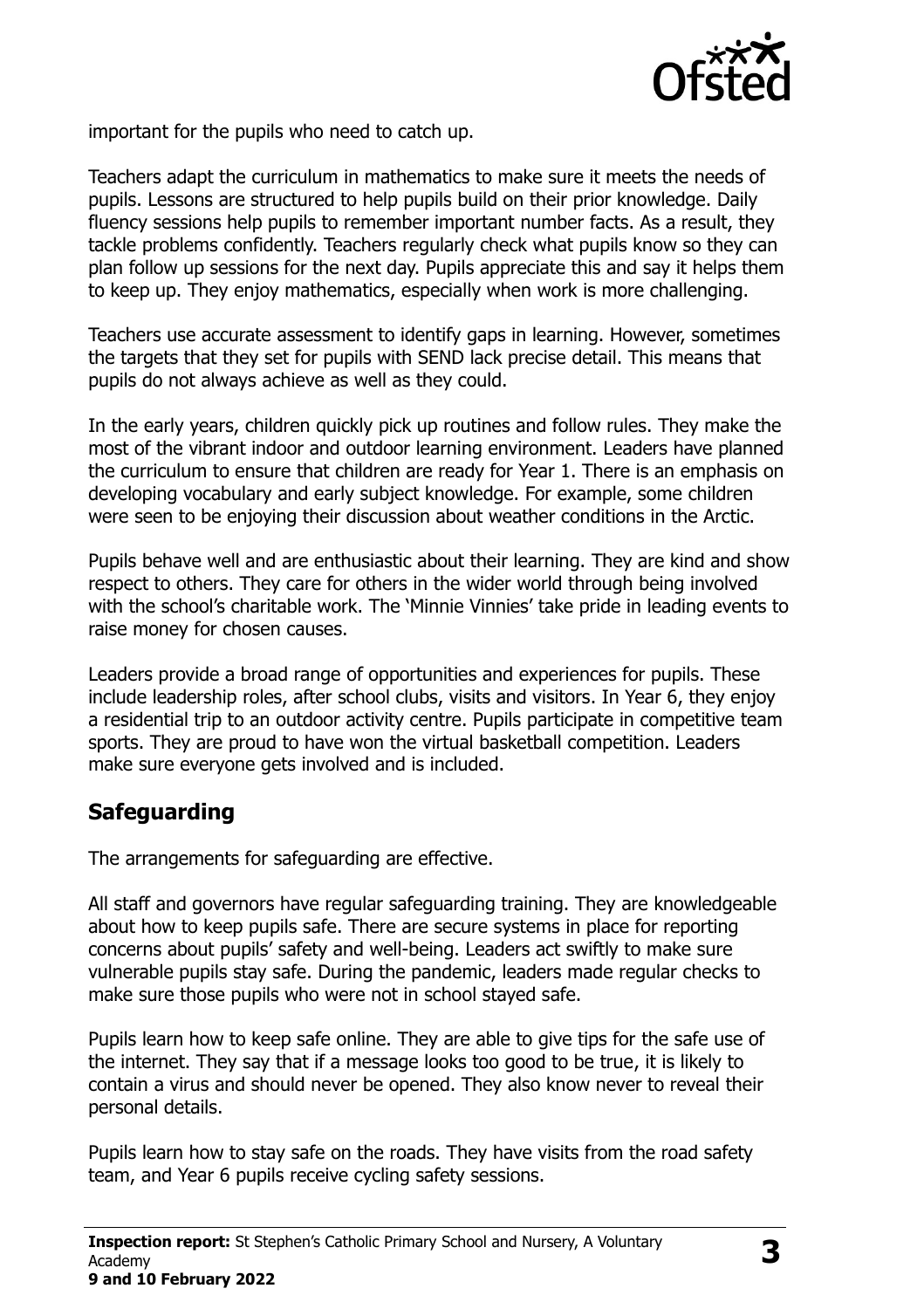important for the pupils who need to catch up.

Teachers adapt the curriculum in mathematics to make sure it meets the needs of pupils. Lessons are structured to help pupils build on their prior knowledge. Daily fluency sessions help pupils to remember important number facts. As a result, they tackle problems confidently. Teachers regularly check what pupils know so they can plan follow up sessions for the next day. Pupils appreciate this and say it helps them to keep up. They enjoy mathematics, especially when work is more challenging.

Teachers use accurate assessment to identify gaps in learning. However, sometimes the targets that they set for pupils with SEND lack precise detail. This means that pupils do not always achieve as well as they could.

In the early years, children quickly pick up routines and follow rules. They make the most of the vibrant indoor and outdoor learning environment. Leaders have planned the curriculum to ensure that children are ready for Year 1. There is an emphasis on developing vocabulary and early subject knowledge. For example, some children were seen to be enjoying their discussion about weather conditions in the Arctic.

Pupils behave well and are enthusiastic about their learning. They are kind and show respect to others. They care for others in the wider world through being involved with the school's charitable work. The 'Minnie Vinnies' take pride in leading events to raise money for chosen causes.

Leaders provide a broad range of opportunities and experiences for pupils. These include leadership roles, after school clubs, visits and visitors. In Year 6, they enjoy a residential trip to an outdoor activity centre. Pupils participate in competitive team sports. They are proud to have won the virtual basketball competition. Leaders make sure everyone gets involved and is included.

## Safeguarding

The arrangements for safeguarding are effective.

All staff and governors have regular safeguarding training. They are knowledgeable about how to keep pupils safe. There are secure systems in place for reporting concerns about pupils' safety and well-being. Leaders act swiftly to make sure vulnerable pupils stay safe. During the pandemic, leaders made regular checks to make sure those pupils who were not in school stayed safe.

Pupils learn how to keep safe online. They are able to give tips for the safe use of the internet. They say that if a message looks too good to be true, it is likely to contain a virus and should never be opened. They also know never to reveal their personal details.

Pupils learn how to stay safe on the roads. They have visits from the road safety team, and Year 6 pupils receive cycling safety sessions.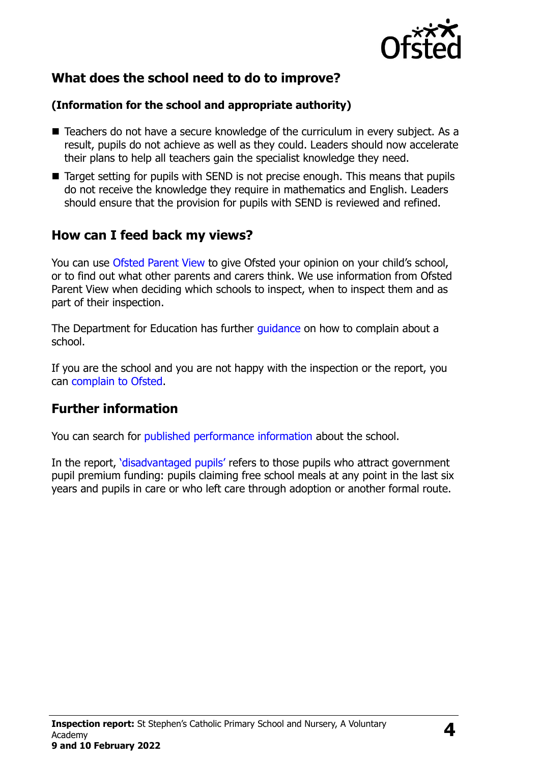## What does the school need to do to improve?

**(Information for the school and appropriate authority)**

- Teachers do not have a secure knowledge of the curriculum in every subject. As a result, pupils do not achieve as well as they could. Leaders should now accelerate their plans to help all teachers gain the specialist knowledge they need.
- Target setting for pupils with SEND is not precise enough. This means that pupils do not receive the knowledge they require in mathematics and English. Leaders should ensure that the provision for pupils with SEND is reviewed and refined.

## How can I feed back my views?

You can use Ofsted Parent View to give Ofsted your opinion on your child's school, or to find out what other parents and carers think. We use information from Ofsted Parent View when deciding which schools to inspect, when to inspect them and as part of their inspection.

The Department for Education has further guidance on how to complain about a school.

If you are the school and you are not happy with the inspection or the report, you can complain to Ofsted.

## Further information

You can search for published performance information about the school.

In the report, 'disadvantaged pupils' refers to those pupils who attract government pupil premium funding: pupils claiming free school meals at any point in the last six years and pupils in care or who left care through adoption or another formal route.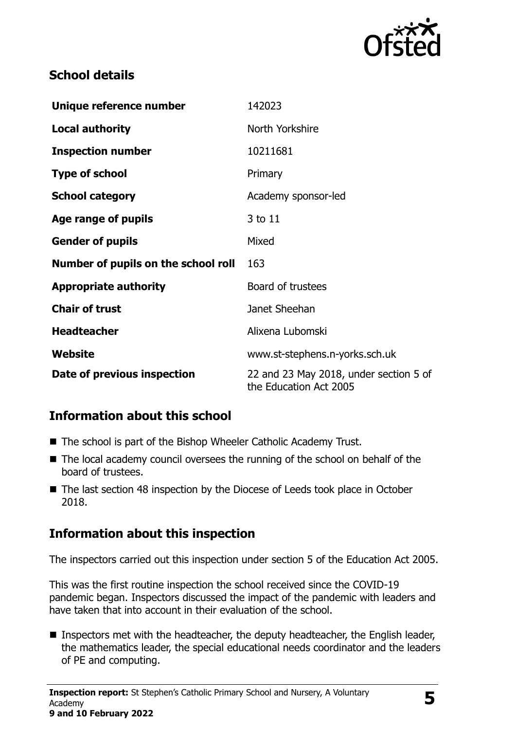## School details

| | |
|---|---|
| **Unique reference number** | 142023 |
| **Local authority** | North Yorkshire |
| **Inspection number** | 10211681 |
| **Type of school** | Primary |
| **School category** | Academy sponsor-led |
| **Age range of pupils** | 3 to 11 |
| **Gender of pupils** | Mixed |
| **Number of pupils on the school roll** | 163 |
| **Appropriate authority** | Board of trustees |
| **Chair of trust** | Janet Sheehan |
| **Headteacher** | Alixena Lubomski |
| **Website** | www.st-stephens.n-yorks.sch.uk |
| **Date of previous inspection** | 22 and 23 May 2018, under section 5 of the Education Act 2005 |

## Information about this school

- The school is part of the Bishop Wheeler Catholic Academy Trust.
- The local academy council oversees the running of the school on behalf of the board of trustees.
- The last section 48 inspection by the Diocese of Leeds took place in October 2018.

## Information about this inspection

The inspectors carried out this inspection under section 5 of the Education Act 2005.

This was the first routine inspection the school received since the COVID-19 pandemic began. Inspectors discussed the impact of the pandemic with leaders and have taken that into account in their evaluation of the school.

- Inspectors met with the headteacher, the deputy headteacher, the English leader, the mathematics leader, the special educational needs coordinator and the leaders of PE and computing.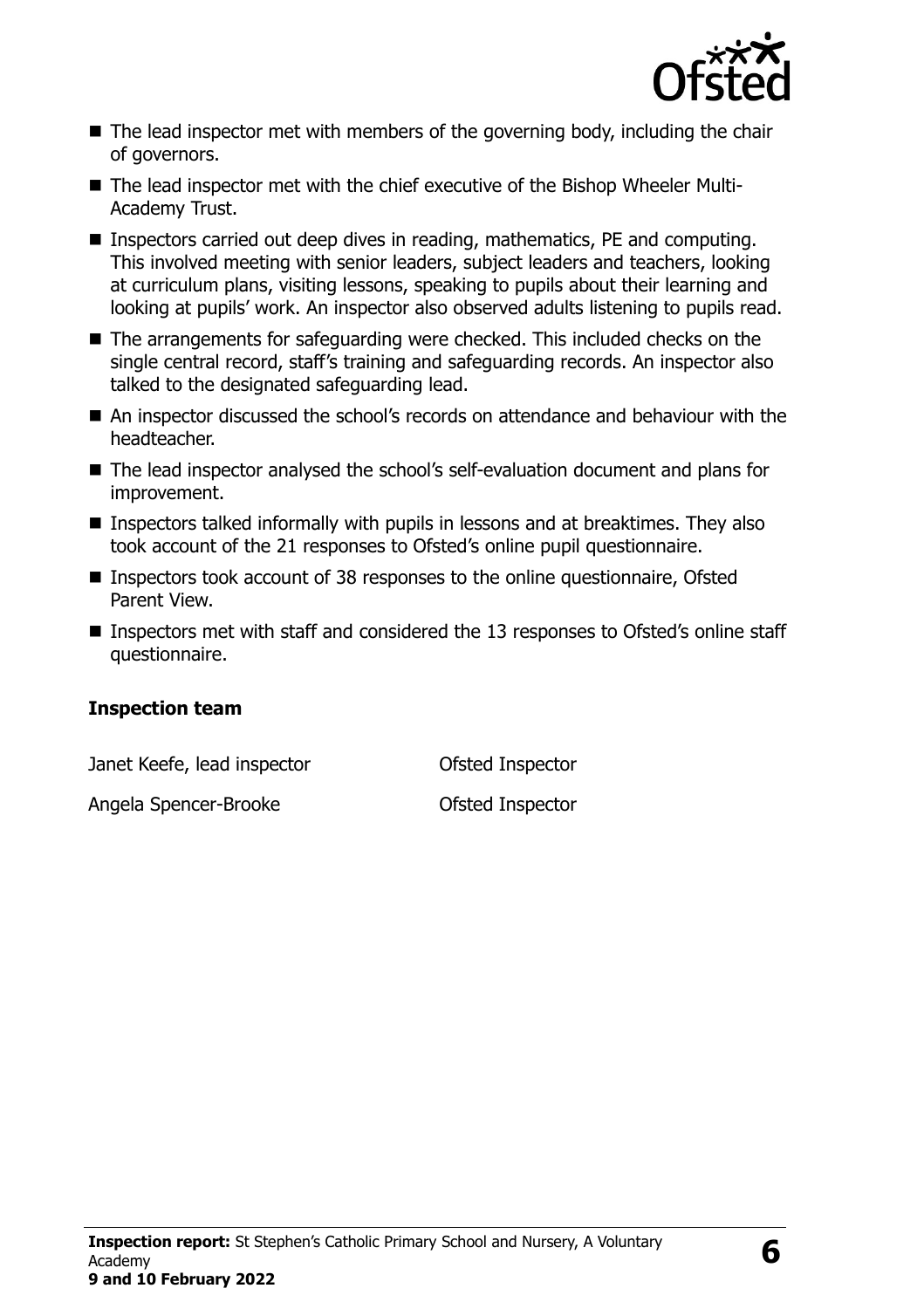- The lead inspector met with members of the governing body, including the chair of governors.
- The lead inspector met with the chief executive of the Bishop Wheeler Multi-Academy Trust.
- Inspectors carried out deep dives in reading, mathematics, PE and computing. This involved meeting with senior leaders, subject leaders and teachers, looking at curriculum plans, visiting lessons, speaking to pupils about their learning and looking at pupils' work. An inspector also observed adults listening to pupils read.
- The arrangements for safeguarding were checked. This included checks on the single central record, staff's training and safeguarding records. An inspector also talked to the designated safeguarding lead.
- An inspector discussed the school's records on attendance and behaviour with the headteacher.
- The lead inspector analysed the school's self-evaluation document and plans for improvement.
- Inspectors talked informally with pupils in lessons and at breaktimes. They also took account of the 21 responses to Ofsted's online pupil questionnaire.
- Inspectors took account of 38 responses to the online questionnaire, Ofsted Parent View.
- Inspectors met with staff and considered the 13 responses to Ofsted's online staff questionnaire.

### Inspection team

| | |
|---|---|
| Janet Keefe, lead inspector | Ofsted Inspector |
| Angela Spencer-Brooke | Ofsted Inspector |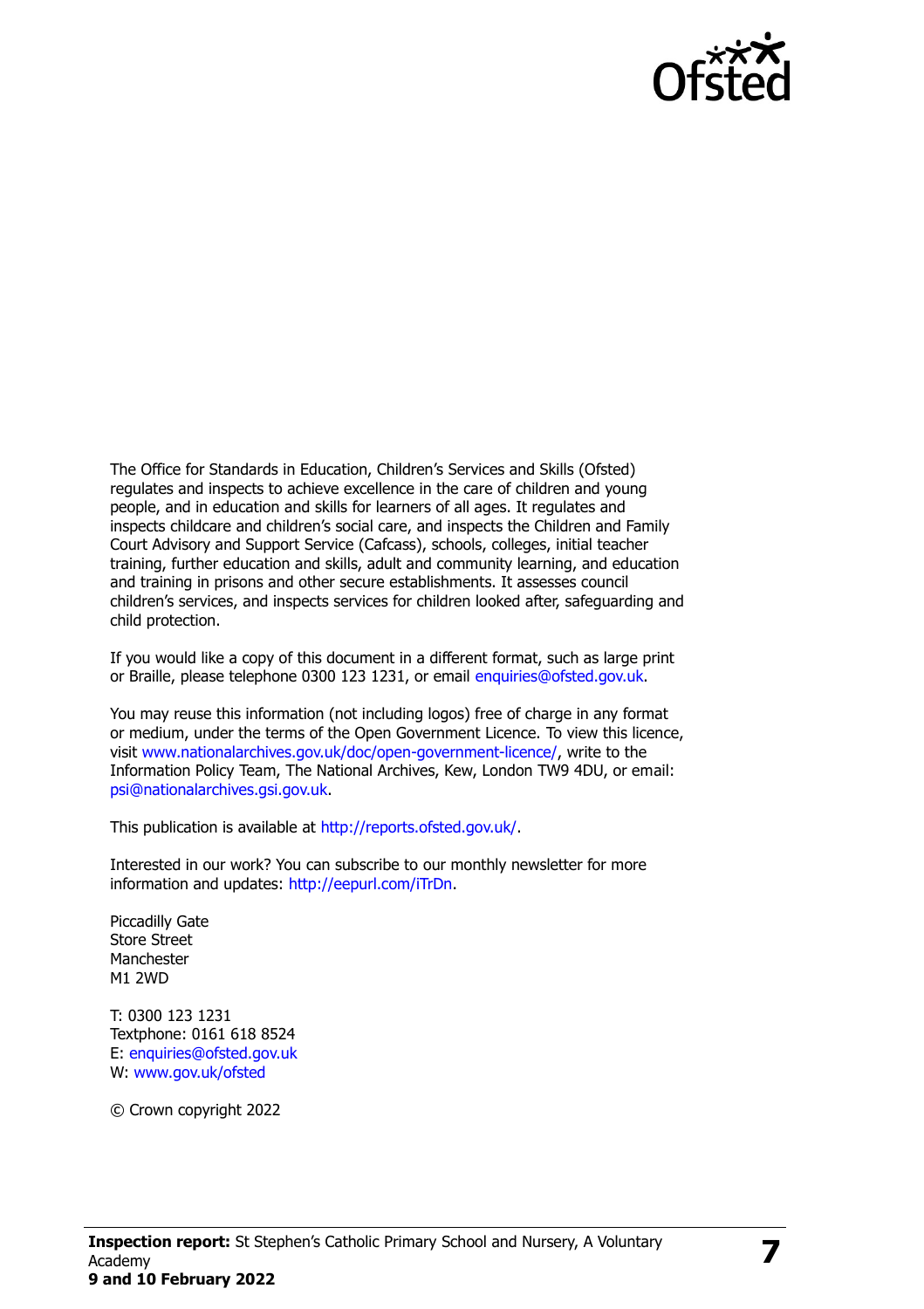The Office for Standards in Education, Children's Services and Skills (Ofsted) regulates and inspects to achieve excellence in the care of children and young people, and in education and skills for learners of all ages. It regulates and inspects childcare and children's social care, and inspects the Children and Family Court Advisory and Support Service (Cafcass), schools, colleges, initial teacher training, further education and skills, adult and community learning, and education and training in prisons and other secure establishments. It assesses council children's services, and inspects services for children looked after, safeguarding and child protection.

If you would like a copy of this document in a different format, such as large print or Braille, please telephone 0300 123 1231, or email enquiries@ofsted.gov.uk.

You may reuse this information (not including logos) free of charge in any format or medium, under the terms of the Open Government Licence. To view this licence, visit www.nationalarchives.gov.uk/doc/open-government-licence/, write to the Information Policy Team, The National Archives, Kew, London TW9 4DU, or email: psi@nationalarchives.gsi.gov.uk.

This publication is available at http://reports.ofsted.gov.uk/.

Interested in our work? You can subscribe to our monthly newsletter for more information and updates: http://eepurl.com/iTrDn.

Piccadilly Gate
Store Street
Manchester
M1 2WD

T: 0300 123 1231
Textphone: 0161 618 8524
E: enquiries@ofsted.gov.uk
W: www.gov.uk/ofsted

© Crown copyright 2022